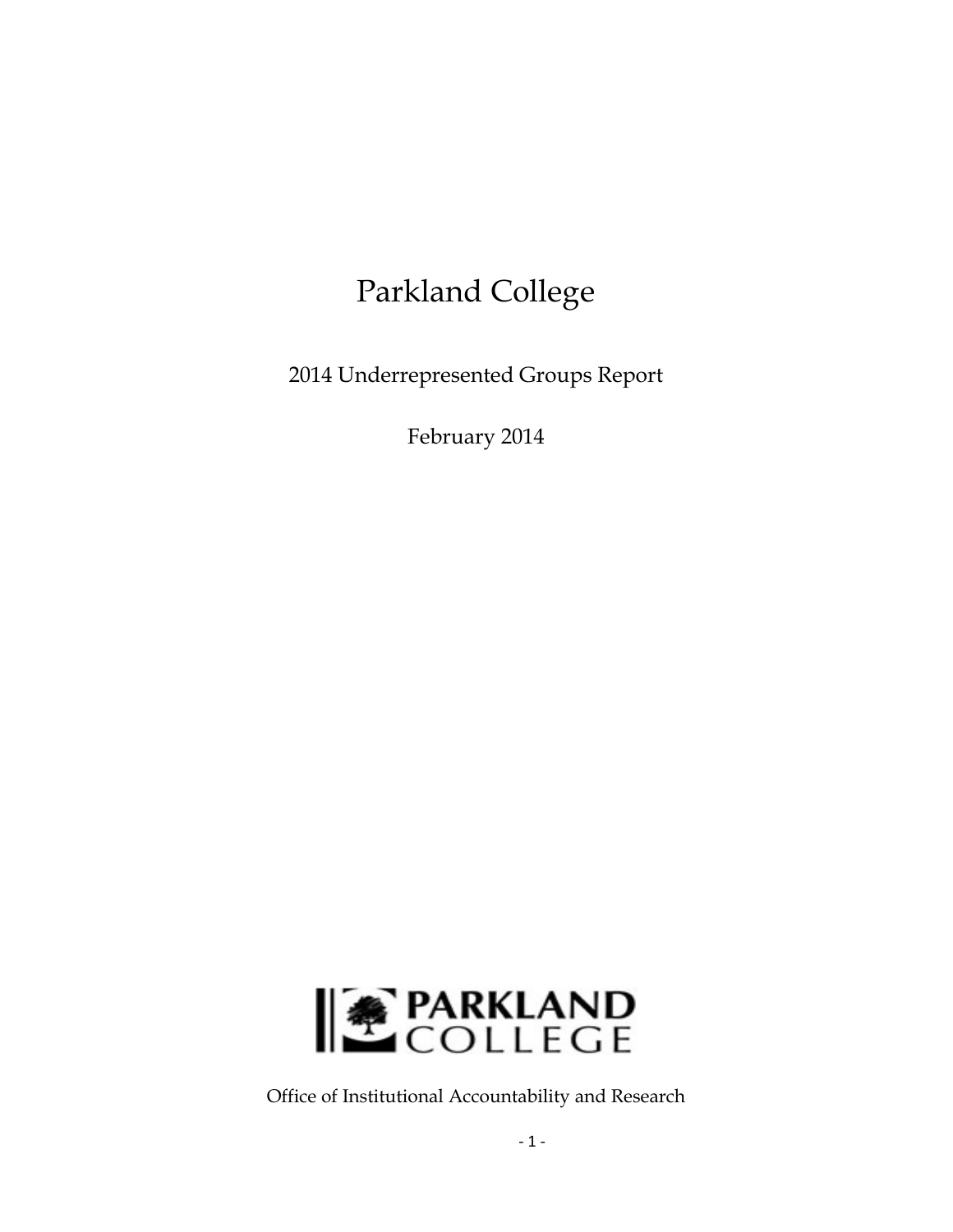# Parkland College

2014 Underrepresented Groups Report

February 2014

PARKLAND COLLEGE

Office of Institutional Accountability and Research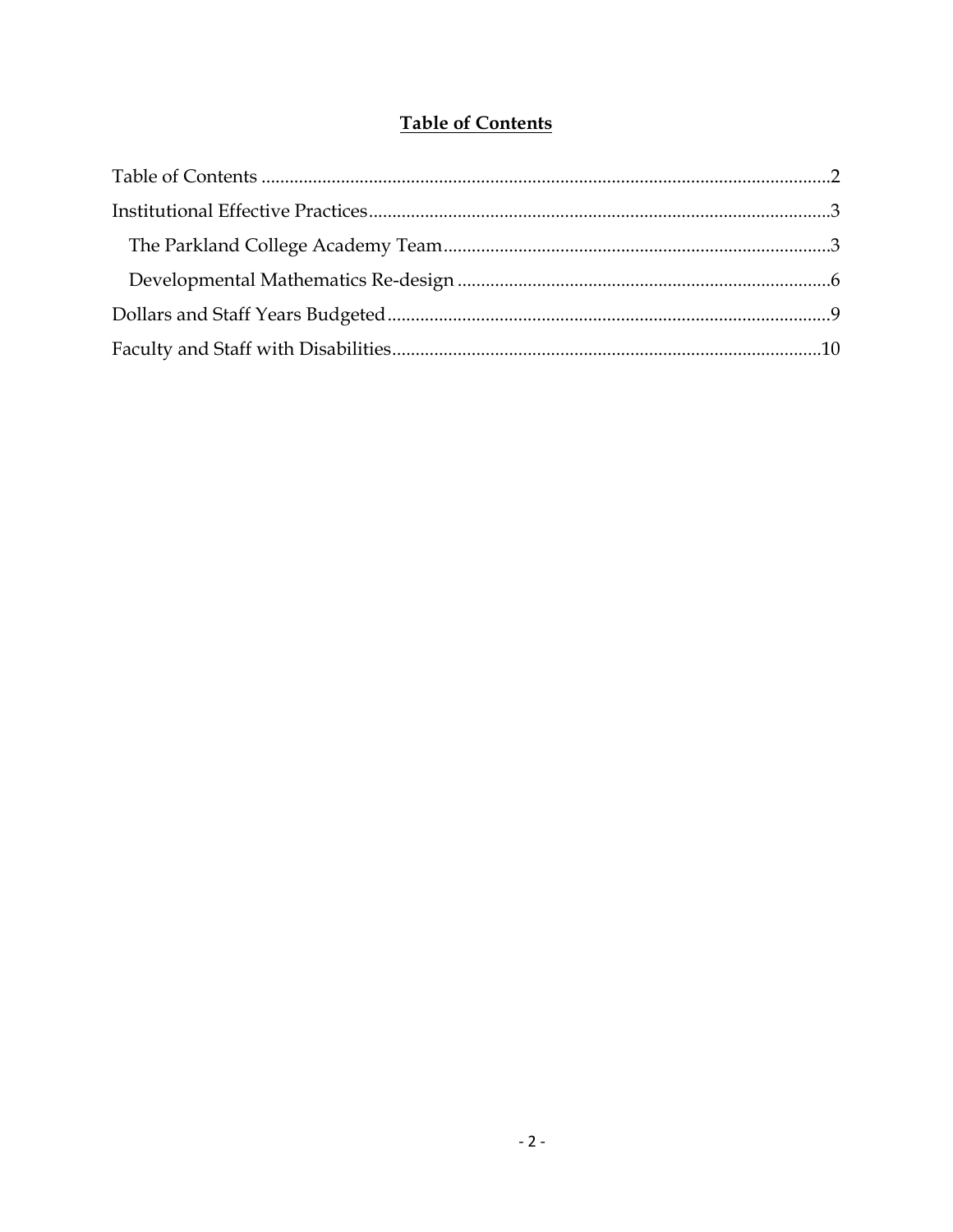# Table of Contents

Table of Contents ..........2

Institutional Effective Practices..........3

- The Parkland College Academy Team..........3
- Developmental Mathematics Re-design..........6

Dollars and Staff Years Budgeted..........9

Faculty and Staff with Disabilities..........10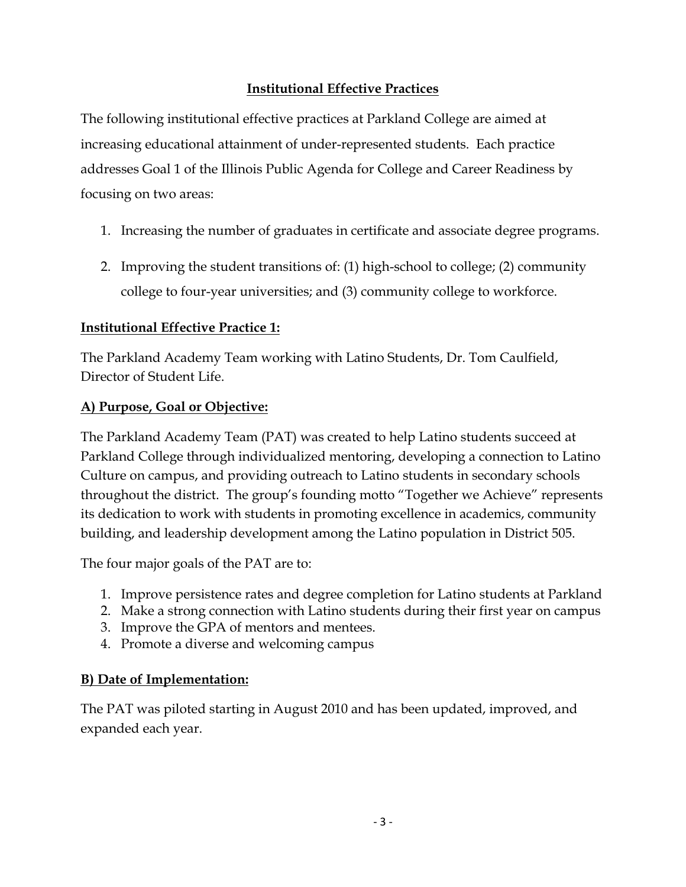## Institutional Effective Practices

The following institutional effective practices at Parkland College are aimed at increasing educational attainment of under-represented students. Each practice addresses Goal 1 of the Illinois Public Agenda for College and Career Readiness by focusing on two areas:

1. Increasing the number of graduates in certificate and associate degree programs.
2. Improving the student transitions of: (1) high-school to college; (2) community college to four-year universities; and (3) community college to workforce.

### Institutional Effective Practice 1:

The Parkland Academy Team working with Latino Students, Dr. Tom Caulfield, Director of Student Life.

### A) Purpose, Goal or Objective:

The Parkland Academy Team (PAT) was created to help Latino students succeed at Parkland College through individualized mentoring, developing a connection to Latino Culture on campus, and providing outreach to Latino students in secondary schools throughout the district. The group's founding motto "Together we Achieve" represents its dedication to work with students in promoting excellence in academics, community building, and leadership development among the Latino population in District 505.

The four major goals of the PAT are to:

1. Improve persistence rates and degree completion for Latino students at Parkland
2. Make a strong connection with Latino students during their first year on campus
3. Improve the GPA of mentors and mentees.
4. Promote a diverse and welcoming campus

### B) Date of Implementation:

The PAT was piloted starting in August 2010 and has been updated, improved, and expanded each year.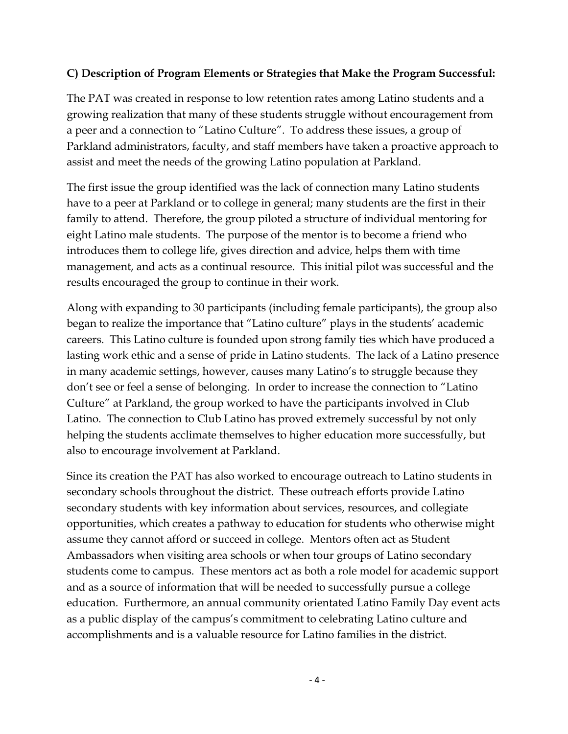**C) Description of Program Elements or Strategies that Make the Program Successful:**

The PAT was created in response to low retention rates among Latino students and a growing realization that many of these students struggle without encouragement from a peer and a connection to "Latino Culture". To address these issues, a group of Parkland administrators, faculty, and staff members have taken a proactive approach to assist and meet the needs of the growing Latino population at Parkland.

The first issue the group identified was the lack of connection many Latino students have to a peer at Parkland or to college in general; many students are the first in their family to attend. Therefore, the group piloted a structure of individual mentoring for eight Latino male students. The purpose of the mentor is to become a friend who introduces them to college life, gives direction and advice, helps them with time management, and acts as a continual resource. This initial pilot was successful and the results encouraged the group to continue in their work.

Along with expanding to 30 participants (including female participants), the group also began to realize the importance that "Latino culture" plays in the students' academic careers. This Latino culture is founded upon strong family ties which have produced a lasting work ethic and a sense of pride in Latino students. The lack of a Latino presence in many academic settings, however, causes many Latino's to struggle because they don't see or feel a sense of belonging. In order to increase the connection to "Latino Culture" at Parkland, the group worked to have the participants involved in Club Latino. The connection to Club Latino has proved extremely successful by not only helping the students acclimate themselves to higher education more successfully, but also to encourage involvement at Parkland.

Since its creation the PAT has also worked to encourage outreach to Latino students in secondary schools throughout the district. These outreach efforts provide Latino secondary students with key information about services, resources, and collegiate opportunities, which creates a pathway to education for students who otherwise might assume they cannot afford or succeed in college. Mentors often act as Student Ambassadors when visiting area schools or when tour groups of Latino secondary students come to campus. These mentors act as both a role model for academic support and as a source of information that will be needed to successfully pursue a college education. Furthermore, an annual community orientated Latino Family Day event acts as a public display of the campus's commitment to celebrating Latino culture and accomplishments and is a valuable resource for Latino families in the district.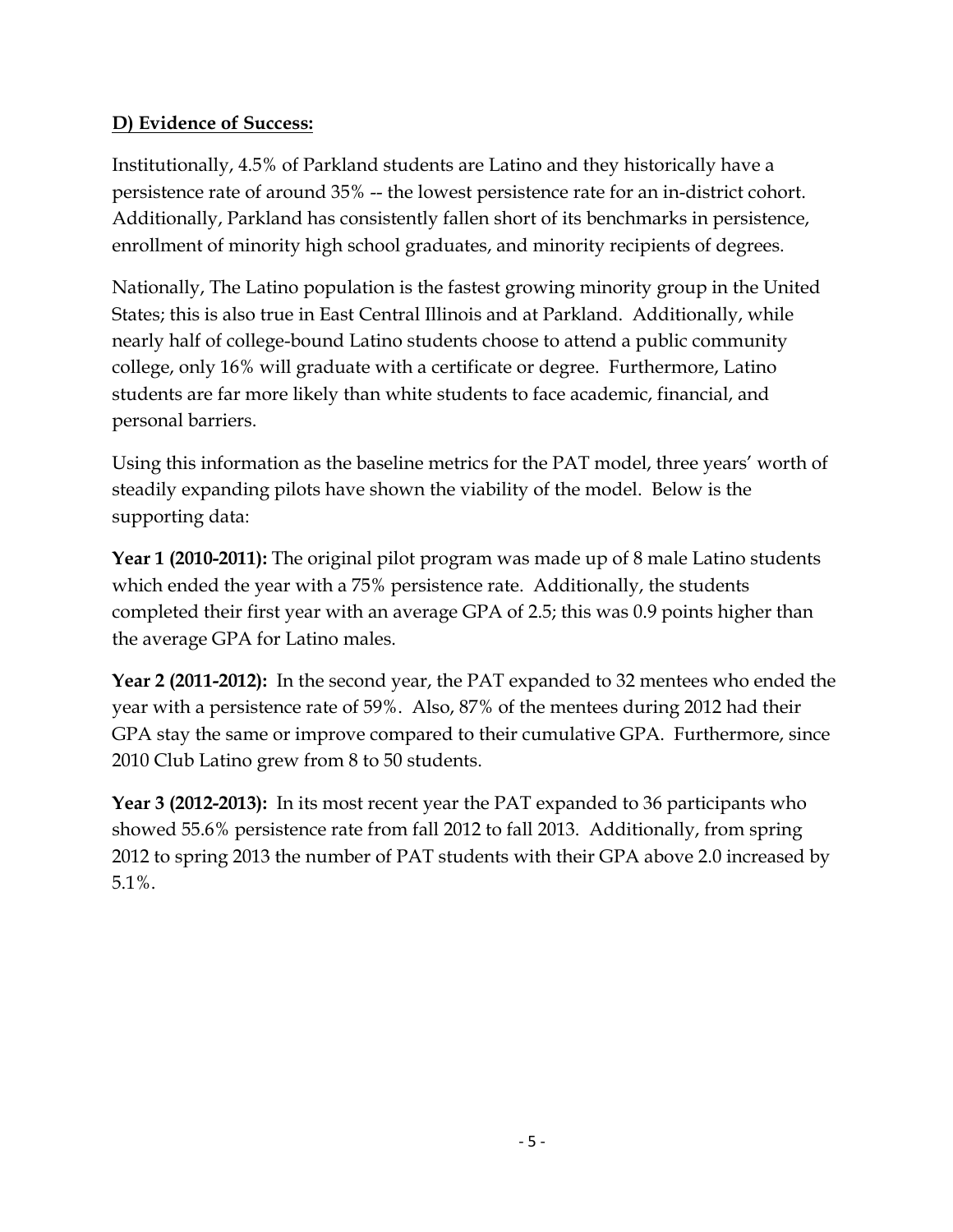## D) Evidence of Success:

Institutionally, 4.5% of Parkland students are Latino and they historically have a persistence rate of around 35% -- the lowest persistence rate for an in-district cohort. Additionally, Parkland has consistently fallen short of its benchmarks in persistence, enrollment of minority high school graduates, and minority recipients of degrees.

Nationally, The Latino population is the fastest growing minority group in the United States; this is also true in East Central Illinois and at Parkland. Additionally, while nearly half of college-bound Latino students choose to attend a public community college, only 16% will graduate with a certificate or degree. Furthermore, Latino students are far more likely than white students to face academic, financial, and personal barriers.

Using this information as the baseline metrics for the PAT model, three years' worth of steadily expanding pilots have shown the viability of the model. Below is the supporting data:

**Year 1 (2010-2011):** The original pilot program was made up of 8 male Latino students which ended the year with a 75% persistence rate. Additionally, the students completed their first year with an average GPA of 2.5; this was 0.9 points higher than the average GPA for Latino males.

**Year 2 (2011-2012):** In the second year, the PAT expanded to 32 mentees who ended the year with a persistence rate of 59%. Also, 87% of the mentees during 2012 had their GPA stay the same or improve compared to their cumulative GPA. Furthermore, since 2010 Club Latino grew from 8 to 50 students.

**Year 3 (2012-2013):** In its most recent year the PAT expanded to 36 participants who showed 55.6% persistence rate from fall 2012 to fall 2013. Additionally, from spring 2012 to spring 2013 the number of PAT students with their GPA above 2.0 increased by 5.1%.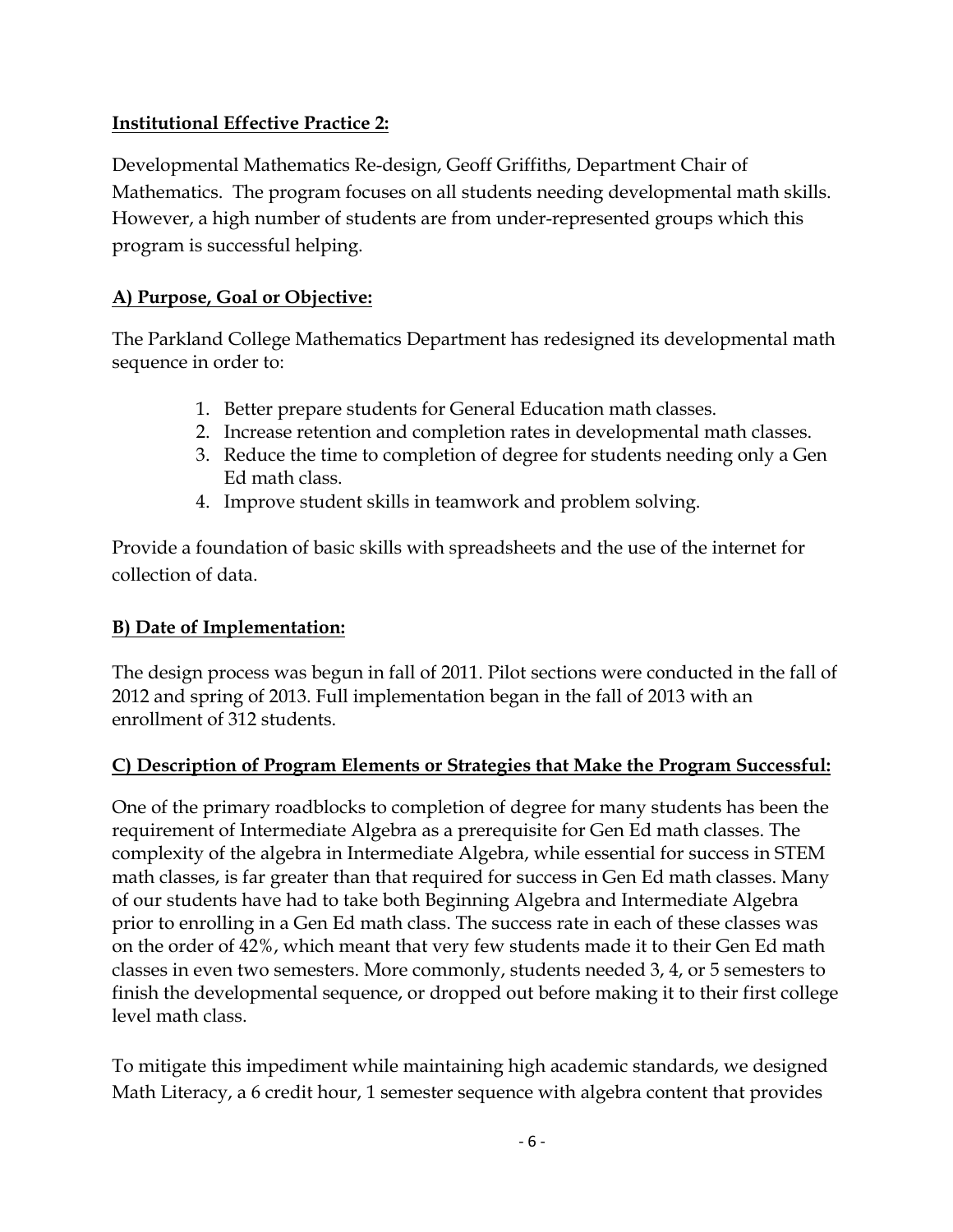**Institutional Effective Practice 2:**

Developmental Mathematics Re-design, Geoff Griffiths, Department Chair of Mathematics. The program focuses on all students needing developmental math skills. However, a high number of students are from under-represented groups which this program is successful helping.

**A) Purpose, Goal or Objective:**

The Parkland College Mathematics Department has redesigned its developmental math sequence in order to:

1. Better prepare students for General Education math classes.
2. Increase retention and completion rates in developmental math classes.
3. Reduce the time to completion of degree for students needing only a Gen Ed math class.
4. Improve student skills in teamwork and problem solving.

Provide a foundation of basic skills with spreadsheets and the use of the internet for collection of data.

**B) Date of Implementation:**

The design process was begun in fall of 2011. Pilot sections were conducted in the fall of 2012 and spring of 2013. Full implementation began in the fall of 2013 with an enrollment of 312 students.

**C) Description of Program Elements or Strategies that Make the Program Successful:**

One of the primary roadblocks to completion of degree for many students has been the requirement of Intermediate Algebra as a prerequisite for Gen Ed math classes. The complexity of the algebra in Intermediate Algebra, while essential for success in STEM math classes, is far greater than that required for success in Gen Ed math classes. Many of our students have had to take both Beginning Algebra and Intermediate Algebra prior to enrolling in a Gen Ed math class. The success rate in each of these classes was on the order of 42%, which meant that very few students made it to their Gen Ed math classes in even two semesters. More commonly, students needed 3, 4, or 5 semesters to finish the developmental sequence, or dropped out before making it to their first college level math class.

To mitigate this impediment while maintaining high academic standards, we designed Math Literacy, a 6 credit hour, 1 semester sequence with algebra content that provides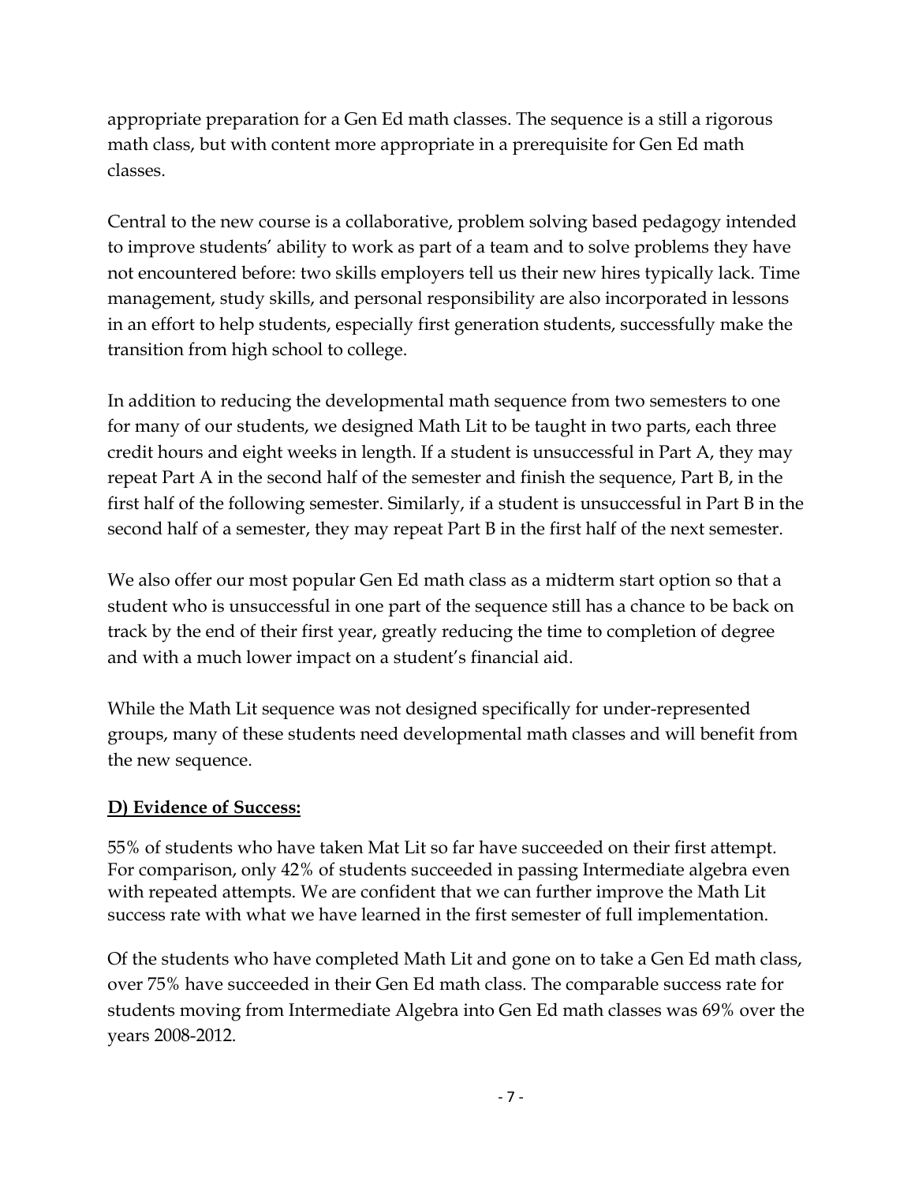appropriate preparation for a Gen Ed math classes. The sequence is a still a rigorous math class, but with content more appropriate in a prerequisite for Gen Ed math classes.

Central to the new course is a collaborative, problem solving based pedagogy intended to improve students' ability to work as part of a team and to solve problems they have not encountered before: two skills employers tell us their new hires typically lack. Time management, study skills, and personal responsibility are also incorporated in lessons in an effort to help students, especially first generation students, successfully make the transition from high school to college.

In addition to reducing the developmental math sequence from two semesters to one for many of our students, we designed Math Lit to be taught in two parts, each three credit hours and eight weeks in length. If a student is unsuccessful in Part A, they may repeat Part A in the second half of the semester and finish the sequence, Part B, in the first half of the following semester. Similarly, if a student is unsuccessful in Part B in the second half of a semester, they may repeat Part B in the first half of the next semester.

We also offer our most popular Gen Ed math class as a midterm start option so that a student who is unsuccessful in one part of the sequence still has a chance to be back on track by the end of their first year, greatly reducing the time to completion of degree and with a much lower impact on a student's financial aid.

While the Math Lit sequence was not designed specifically for under-represented groups, many of these students need developmental math classes and will benefit from the new sequence.

**D) Evidence of Success:**

55% of students who have taken Mat Lit so far have succeeded on their first attempt. For comparison, only 42% of students succeeded in passing Intermediate algebra even with repeated attempts. We are confident that we can further improve the Math Lit success rate with what we have learned in the first semester of full implementation.

Of the students who have completed Math Lit and gone on to take a Gen Ed math class, over 75% have succeeded in their Gen Ed math class. The comparable success rate for students moving from Intermediate Algebra into Gen Ed math classes was 69% over the years 2008-2012.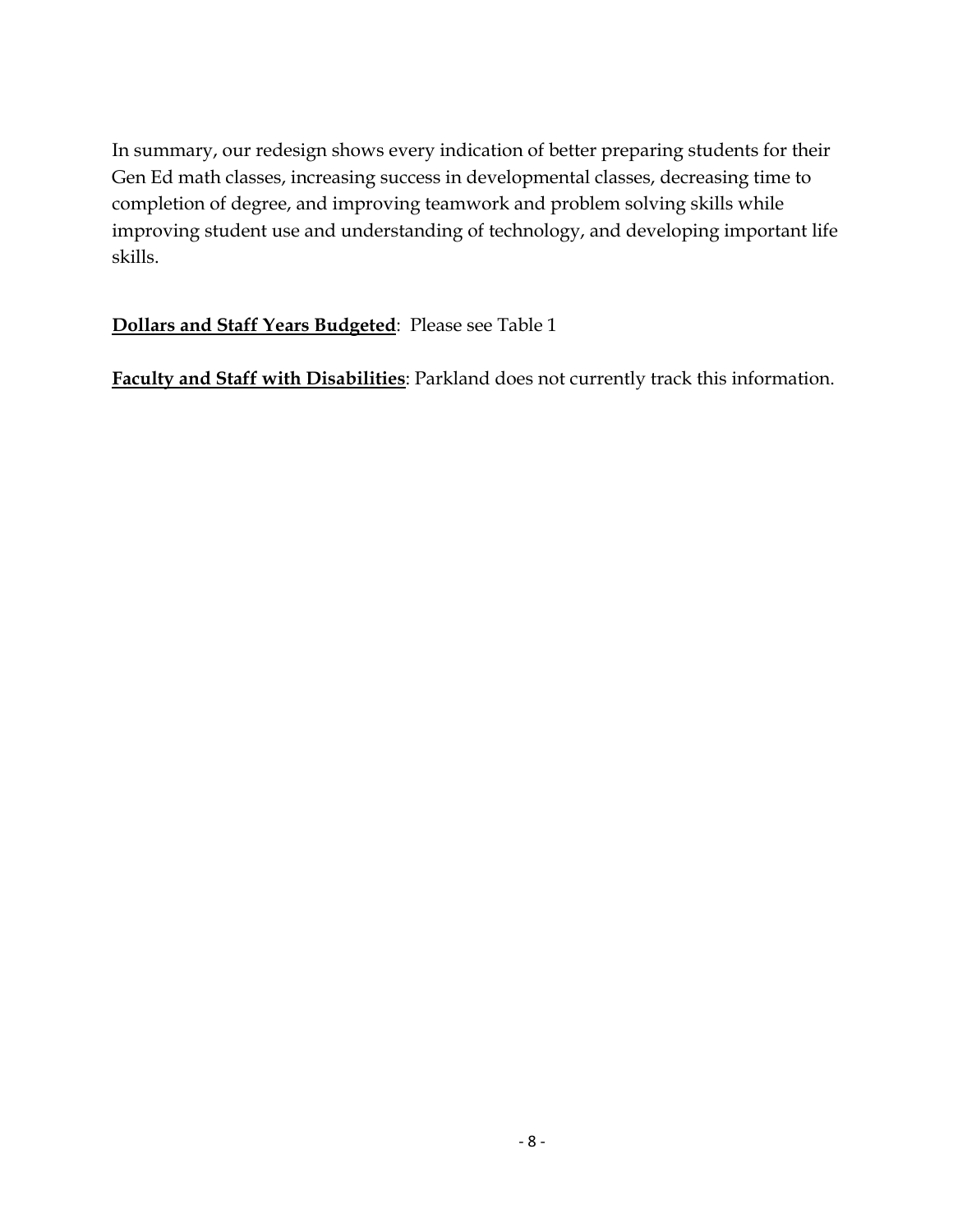In summary, our redesign shows every indication of better preparing students for their Gen Ed math classes, increasing success in developmental classes, decreasing time to completion of degree, and improving teamwork and problem solving skills while improving student use and understanding of technology, and developing important life skills.

**Dollars and Staff Years Budgeted**: Please see Table 1

**Faculty and Staff with Disabilities**: Parkland does not currently track this information.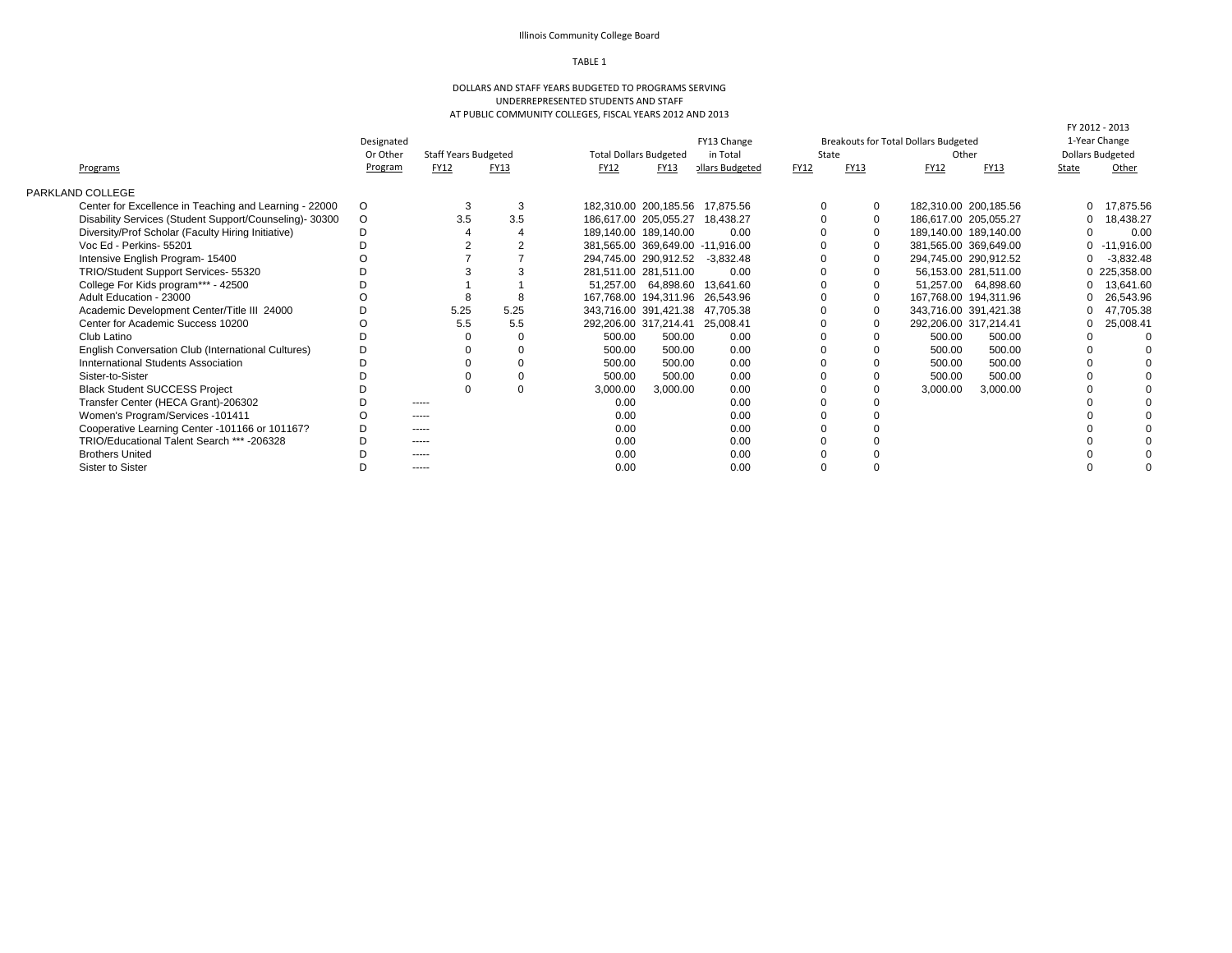Illinois Community College Board

TABLE 1

DOLLARS AND STAFF YEARS BUDGETED TO PROGRAMS SERVING UNDERREPRESENTED STUDENTS AND STAFF AT PUBLIC COMMUNITY COLLEGES, FISCAL YEARS 2012 AND 2013

| Programs | Designated Or Other Program | Staff Years Budgeted | | Total Dollars Budgeted | | FY13 Change in Total Dollars Budgeted | Breakouts for Total Dollars Budgeted | | | | FY 2012 - 2013 1-Year Change Dollars Budgeted | |
|---|---|---|---|---|---|---|---|---|---|---|---|---|
| | | | | | | | State | | Other | | | |
| | | FY12 | FY13 | FY12 | FY13 | | FY12 | FY13 | FY12 | FY13 | State | Other |
| PARKLAND COLLEGE | | | | | | | | | | | | |
| Center for Excellence in Teaching and Learning - 22000 | O | 3 | 3 | 182,310.00 | 200,185.56 | 17,875.56 | 0 | 0 | 182,310.00 | 200,185.56 | 0 | 17,875.56 |
| Disability Services (Student Support/Counseling)- 30300 | O | 3.5 | 3.5 | 186,617.00 | 205,055.27 | 18,438.27 | 0 | 0 | 186,617.00 | 205,055.27 | 0 | 18,438.27 |
| Diversity/Prof Scholar (Faculty Hiring Initiative) | D | 4 | 4 | 189,140.00 | 189,140.00 | 0.00 | 0 | 0 | 189,140.00 | 189,140.00 | 0 | 0.00 |
| Voc Ed - Perkins- 55201 | D | 2 | 2 | 381,565.00 | 369,649.00 | -11,916.00 | 0 | 0 | 381,565.00 | 369,649.00 | 0 | -11,916.00 |
| Intensive English Program- 15400 | O | 7 | 7 | 294,745.00 | 290,912.52 | -3,832.48 | 0 | 0 | 294,745.00 | 290,912.52 | 0 | -3,832.48 |
| TRIO/Student Support Services- 55320 | D | 3 | 3 | 281,511.00 | 281,511.00 | 0.00 | 0 | 0 | 56,153.00 | 281,511.00 | 0 | 225,358.00 |
| College For Kids program*** - 42500 | D | 1 | 1 | 51,257.00 | 64,898.60 | 13,641.60 | 0 | 0 | 51,257.00 | 64,898.60 | 0 | 13,641.60 |
| Adult Education - 23000 | O | 8 | 8 | 167,768.00 | 194,311.96 | 26,543.96 | 0 | 0 | 167,768.00 | 194,311.96 | 0 | 26,543.96 |
| Academic Development Center/Title III 24000 | D | 5.25 | 5.25 | 343,716.00 | 391,421.38 | 47,705.38 | 0 | 0 | 343,716.00 | 391,421.38 | 0 | 47,705.38 |
| Center for Academic Success 10200 | O | 5.5 | 5.5 | 292,206.00 | 317,214.41 | 25,008.41 | 0 | 0 | 292,206.00 | 317,214.41 | 0 | 25,008.41 |
| Club Latino | D | 0 | 0 | 500.00 | 500.00 | 0.00 | 0 | 0 | 500.00 | 500.00 | 0 | 0 |
| English Conversation Club (International Cultures) | D | 0 | 0 | 500.00 | 500.00 | 0.00 | 0 | 0 | 500.00 | 500.00 | 0 | 0 |
| Innternational Students Association | D | 0 | 0 | 500.00 | 500.00 | 0.00 | 0 | 0 | 500.00 | 500.00 | 0 | 0 |
| Sister-to-Sister | D | 0 | 0 | 500.00 | 500.00 | 0.00 | 0 | 0 | 500.00 | 500.00 | 0 | 0 |
| Black Student SUCCESS Project | D | 0 | 0 | 3,000.00 | 3,000.00 | 0.00 | 0 | 0 | 3,000.00 | 3,000.00 | 0 | 0 |
| Transfer Center (HECA Grant)-206302 | D | ----- | | 0.00 | | 0.00 | 0 | 0 | | | 0 | 0 |
| Women's Program/Services -101411 | O | ----- | | 0.00 | | 0.00 | 0 | 0 | | | 0 | 0 |
| Cooperative Learning Center -101166 or 101167? | D | ----- | | 0.00 | | 0.00 | 0 | 0 | | | 0 | 0 |
| TRIO/Educational Talent Search *** -206328 | D | ----- | | 0.00 | | 0.00 | 0 | 0 | | | 0 | 0 |
| Brothers United | D | ----- | | 0.00 | | 0.00 | 0 | 0 | | | 0 | 0 |
| Sister to Sister | D | ----- | | 0.00 | | 0.00 | 0 | 0 | | | 0 | 0 |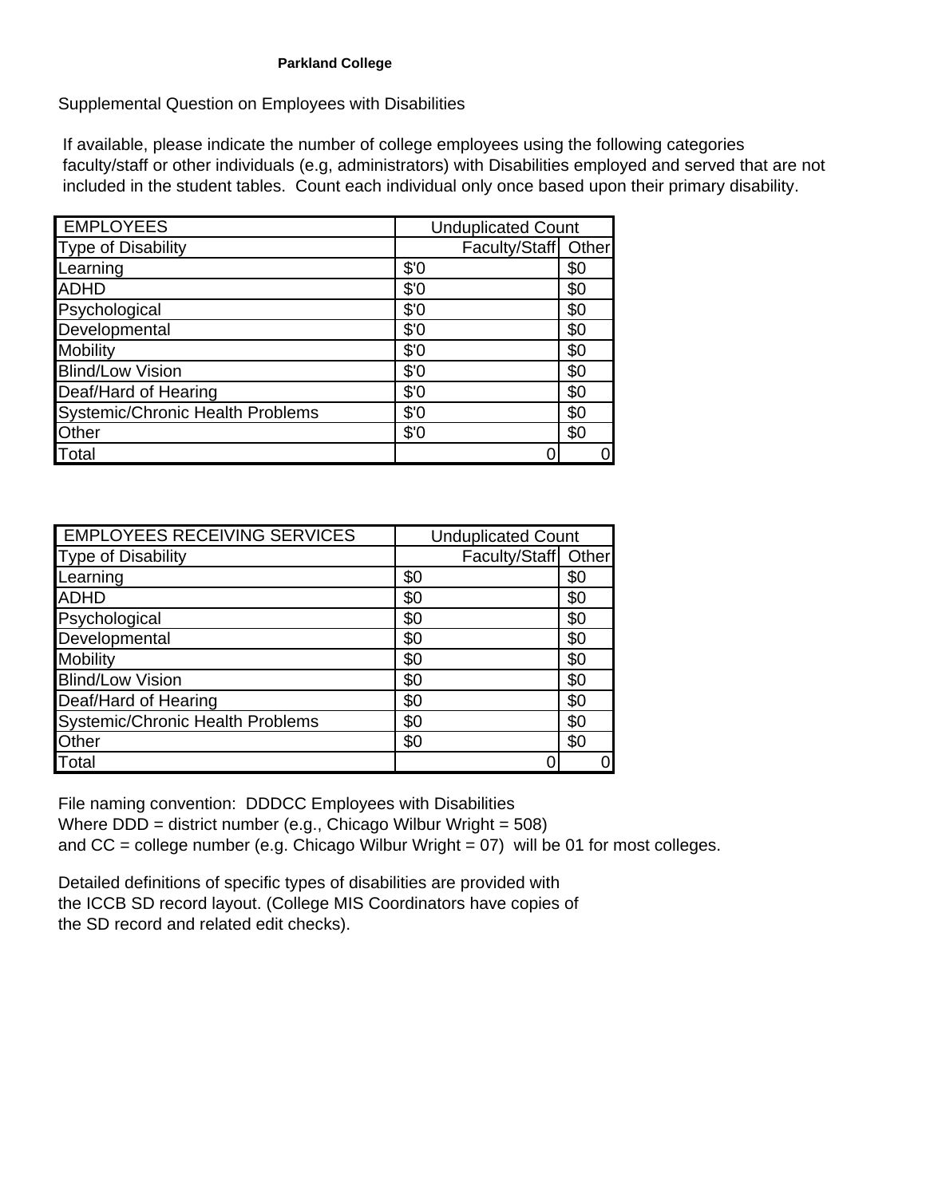**Parkland College**

Supplemental Question on Employees with Disabilities

If available, please indicate the number of college employees using the following categories faculty/staff or other individuals (e.g, administrators) with Disabilities employed and served that are not included in the student tables. Count each individual only once based upon their primary disability.

| EMPLOYEES | Unduplicated Count | |
|---|---|---|
| Type of Disability | Faculty/Staff | Other |
| Learning | $'0 | $0 |
| ADHD | $'0 | $0 |
| Psychological | $'0 | $0 |
| Developmental | $'0 | $0 |
| Mobility | $'0 | $0 |
| Blind/Low Vision | $'0 | $0 |
| Deaf/Hard of Hearing | $'0 | $0 |
| Systemic/Chronic Health Problems | $'0 | $0 |
| Other | $'0 | $0 |
| Total | 0 | 0 |

| EMPLOYEES RECEIVING SERVICES | Unduplicated Count | |
|---|---|---|
| Type of Disability | Faculty/Staff | Other |
| Learning | $0 | $0 |
| ADHD | $0 | $0 |
| Psychological | $0 | $0 |
| Developmental | $0 | $0 |
| Mobility | $0 | $0 |
| Blind/Low Vision | $0 | $0 |
| Deaf/Hard of Hearing | $0 | $0 |
| Systemic/Chronic Health Problems | $0 | $0 |
| Other | $0 | $0 |
| Total | 0 | 0 |

File naming convention: DDDCC Employees with Disabilities
Where DDD = district number (e.g., Chicago Wilbur Wright = 508)
and CC = college number (e.g. Chicago Wilbur Wright = 07) will be 01 for most colleges.

Detailed definitions of specific types of disabilities are provided with the ICCB SD record layout. (College MIS Coordinators have copies of the SD record and related edit checks).